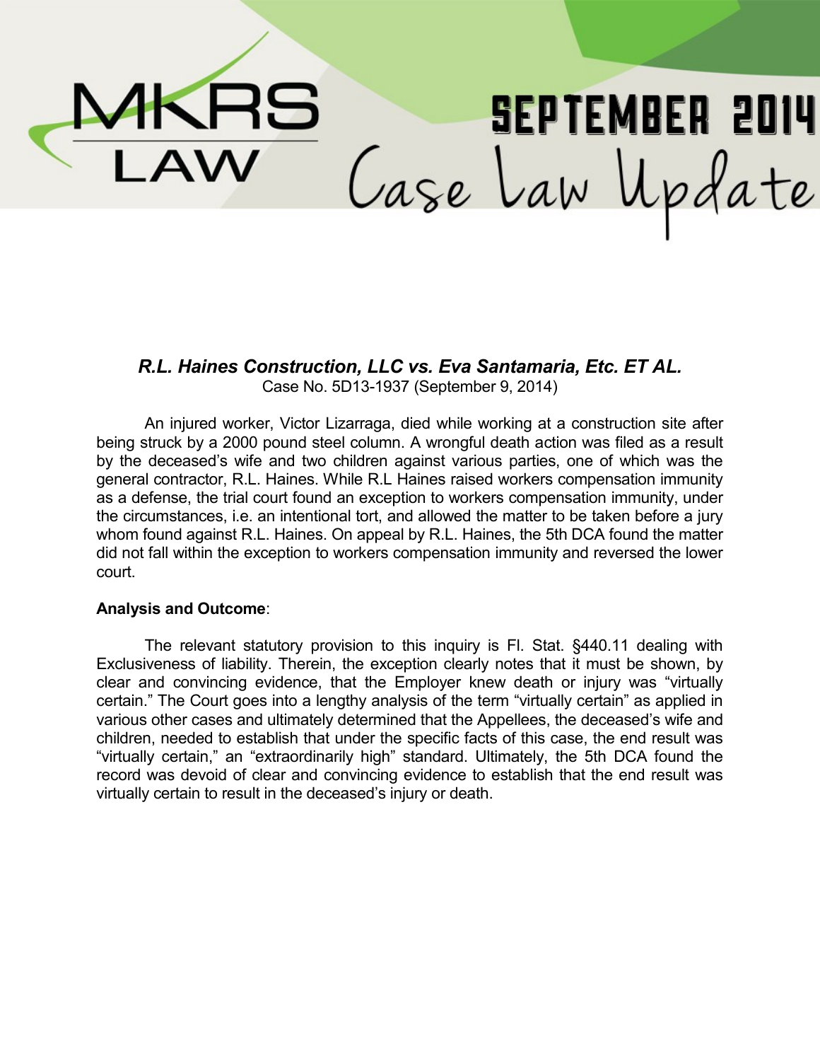# MKRS LAW

# SEPTEMBER 2014 Case Law Update

### *R.L. Haines Construction, LLC vs. Eva Santamaria, Etc. ET AL.*

Case No. 5D13-1937 (September 9, 2014)

An injured worker, Victor Lizarraga, died while working at a construction site after being struck by a 2000 pound steel column. A wrongful death action was filed as a result by the deceased's wife and two children against various parties, one of which was the general contractor, R.L. Haines. While R.L Haines raised workers compensation immunity as a defense, the trial court found an exception to workers compensation immunity, under the circumstances, i.e. an intentional tort, and allowed the matter to be taken before a jury whom found against R.L. Haines. On appeal by R.L. Haines, the 5th DCA found the matter did not fall within the exception to workers compensation immunity and reversed the lower court.

**Analysis and Outcome**:

The relevant statutory provision to this inquiry is Fl. Stat. §440.11 dealing with Exclusiveness of liability. Therein, the exception clearly notes that it must be shown, by clear and convincing evidence, that the Employer knew death or injury was "virtually certain." The Court goes into a lengthy analysis of the term "virtually certain" as applied in various other cases and ultimately determined that the Appellees, the deceased's wife and children, needed to establish that under the specific facts of this case, the end result was "virtually certain," an "extraordinarily high" standard. Ultimately, the 5th DCA found the record was devoid of clear and convincing evidence to establish that the end result was virtually certain to result in the deceased's injury or death.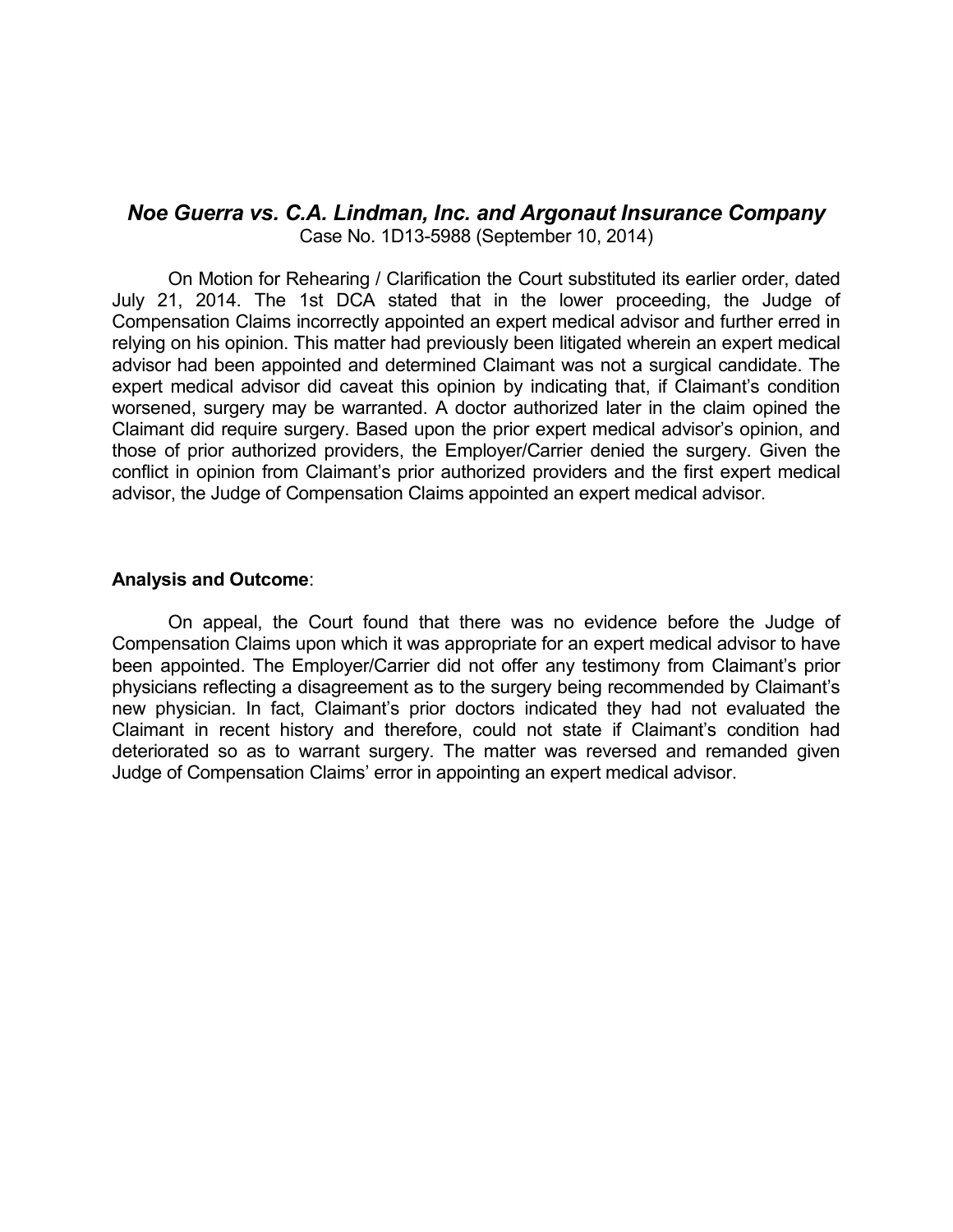### ***Noe Guerra vs. C.A. Lindman, Inc. and Argonaut Insurance Company***

Case No. 1D13-5988 (September 10, 2014)

On Motion for Rehearing / Clarification the Court substituted its earlier order, dated July 21, 2014. The 1st DCA stated that in the lower proceeding, the Judge of Compensation Claims incorrectly appointed an expert medical advisor and further erred in relying on his opinion. This matter had previously been litigated wherein an expert medical advisor had been appointed and determined Claimant was not a surgical candidate. The expert medical advisor did caveat this opinion by indicating that, if Claimant's condition worsened, surgery may be warranted. A doctor authorized later in the claim opined the Claimant did require surgery. Based upon the prior expert medical advisor's opinion, and those of prior authorized providers, the Employer/Carrier denied the surgery. Given the conflict in opinion from Claimant's prior authorized providers and the first expert medical advisor, the Judge of Compensation Claims appointed an expert medical advisor.

**Analysis and Outcome**:

On appeal, the Court found that there was no evidence before the Judge of Compensation Claims upon which it was appropriate for an expert medical advisor to have been appointed. The Employer/Carrier did not offer any testimony from Claimant's prior physicians reflecting a disagreement as to the surgery being recommended by Claimant's new physician. In fact, Claimant's prior doctors indicated they had not evaluated the Claimant in recent history and therefore, could not state if Claimant's condition had deteriorated so as to warrant surgery. The matter was reversed and remanded given Judge of Compensation Claims' error in appointing an expert medical advisor.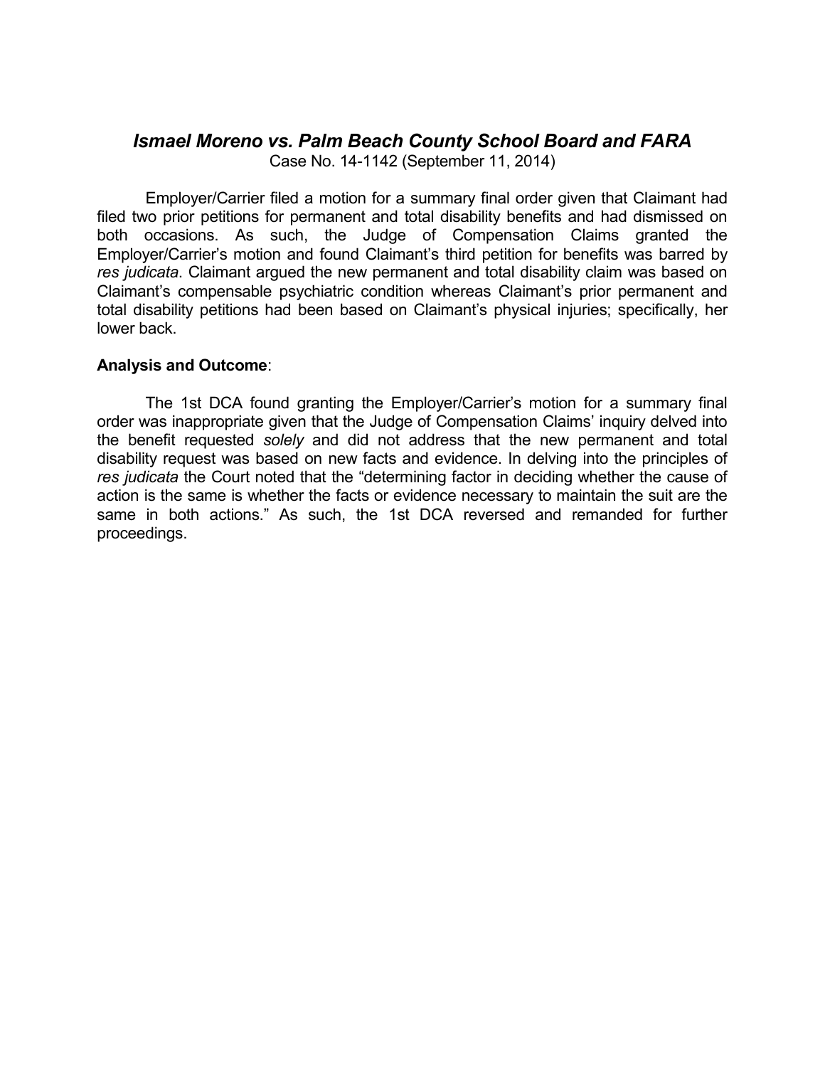## ***Ismael Moreno vs. Palm Beach County School Board and FARA***

Case No. 14-1142 (September 11, 2014)

Employer/Carrier filed a motion for a summary final order given that Claimant had filed two prior petitions for permanent and total disability benefits and had dismissed on both occasions. As such, the Judge of Compensation Claims granted the Employer/Carrier's motion and found Claimant's third petition for benefits was barred by *res judicata*. Claimant argued the new permanent and total disability claim was based on Claimant's compensable psychiatric condition whereas Claimant's prior permanent and total disability petitions had been based on Claimant's physical injuries; specifically, her lower back.

**Analysis and Outcome**:

The 1st DCA found granting the Employer/Carrier's motion for a summary final order was inappropriate given that the Judge of Compensation Claims' inquiry delved into the benefit requested *solely* and did not address that the new permanent and total disability request was based on new facts and evidence. In delving into the principles of *res judicata* the Court noted that the "determining factor in deciding whether the cause of action is the same is whether the facts or evidence necessary to maintain the suit are the same in both actions." As such, the 1st DCA reversed and remanded for further proceedings.